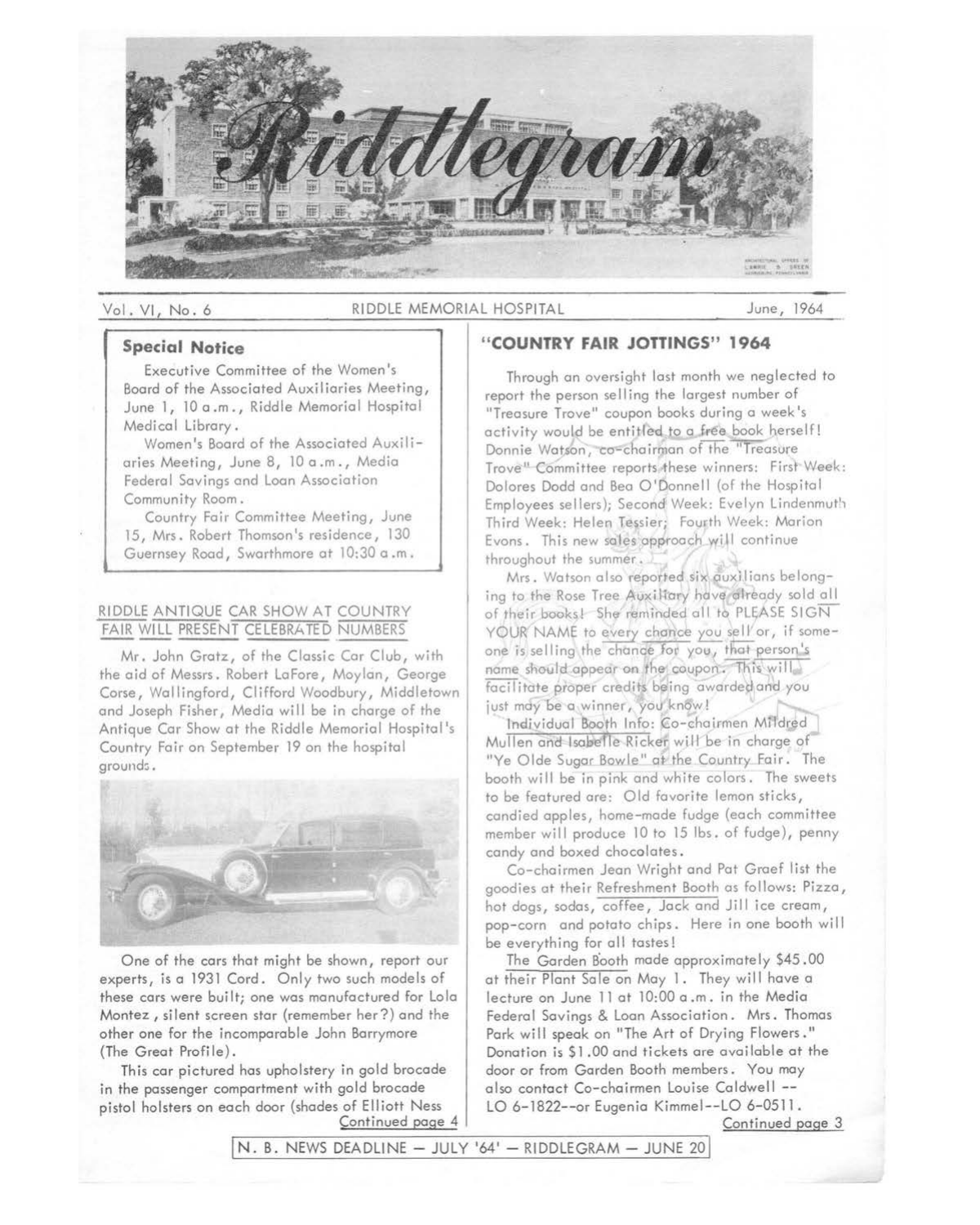# Riddlegram

Vol. VI, No. 6 — RIDDLE MEMORIAL HOSPITAL — June, 1964

### Special Notice

Executive Committee of the Women's Board of the Associated Auxiliaries Meeting, June 1, 10 a.m., Riddle Memorial Hospital Medical Library.

Women's Board of the Associated Auxiliaries Meeting, June 8, 10 a.m., Media Federal Savings and Loan Association Community Room.

Country Fair Committee Meeting, June 15, Mrs. Robert Thomson's residence, 130 Guernsey Road, Swarthmore at 10:30 a.m.

## RIDDLE ANTIQUE CAR SHOW AT COUNTRY FAIR WILL PRESENT CELEBRATED NUMBERS

Mr. John Gratz, of the Classic Car Club, with the aid of Messrs. Robert LaFore, Moylan, George Corse, Wallingford, Clifford Woodbury, Middletown and Joseph Fisher, Media will be in charge of the Antique Car Show at the Riddle Memorial Hospital's Country Fair on September 19 on the hospital grounds.

One of the cars that might be shown, report our experts, is a 1931 Cord. Only two such models of these cars were built; one was manufactured for Lola Montez, silent screen star (remember her?) and the other one for the incomparable John Barrymore (The Great Profile).

This car pictured has upholstery in gold brocade in the passenger compartment with gold brocade pistol holsters on each door (shades of Elliott Ness

Continued page 4

## "COUNTRY FAIR JOTTINGS" 1964

Through an oversight last month we neglected to report the person selling the largest number of "Treasure Trove" coupon books during a week's activity would be entitled to a free book herself! Donnie Watson, co-chairman of the "Treasure Trove" Committee reports these winners: First Week: Dolores Dodd and Bea O'Donnell (of the Hospital Employees sellers); Second Week: Evelyn Lindenmuth Third Week: Helen Tessier; Fourth Week: Marion Evans. This new sales approach will continue throughout the summer.

Mrs. Watson also reported six auxilians belonging to the Rose Tree Auxiliary have already sold all of their books! She reminded all to PLEASE SIGN YOUR NAME to every chance you sell or, if someone is selling the chance for you, that person's name should appear on the coupon. This will facilitate proper credits being awarded and you just may be a winner, you know!

Individual Booth Info: Co-chairmen Mildred Mullen and Isabelle Ricker will be in charge of "Ye Olde Sugar Bowle" at the Country Fair. The booth will be in pink and white colors. The sweets to be featured are: Old favorite lemon sticks, candied apples, home-made fudge (each committee member will produce 10 to 15 lbs. of fudge), penny candy and boxed chocolates.

Co-chairmen Jean Wright and Pat Graef list the goodies at their Refreshment Booth as follows: Pizza, hot dogs, sodas, coffee, Jack and Jill ice cream, pop-corn and potato chips. Here in one booth will be everything for all tastes!

The Garden Booth made approximately $45.00 at their Plant Sale on May 1. They will have a lecture on June 11 at 10:00 a.m. in the Media Federal Savings & Loan Association. Mrs. Thomas Park will speak on "The Art of Drying Flowers." Donation is $1.00 and tickets are available at the door or from Garden Booth members. You may also contact Co-chairmen Louise Caldwell -- LO 6-1822--or Eugenia Kimmel--LO 6-0511.

Continued page 3

N. B. NEWS DEADLINE — JULY '64' — RIDDLEGRAM — JUNE 20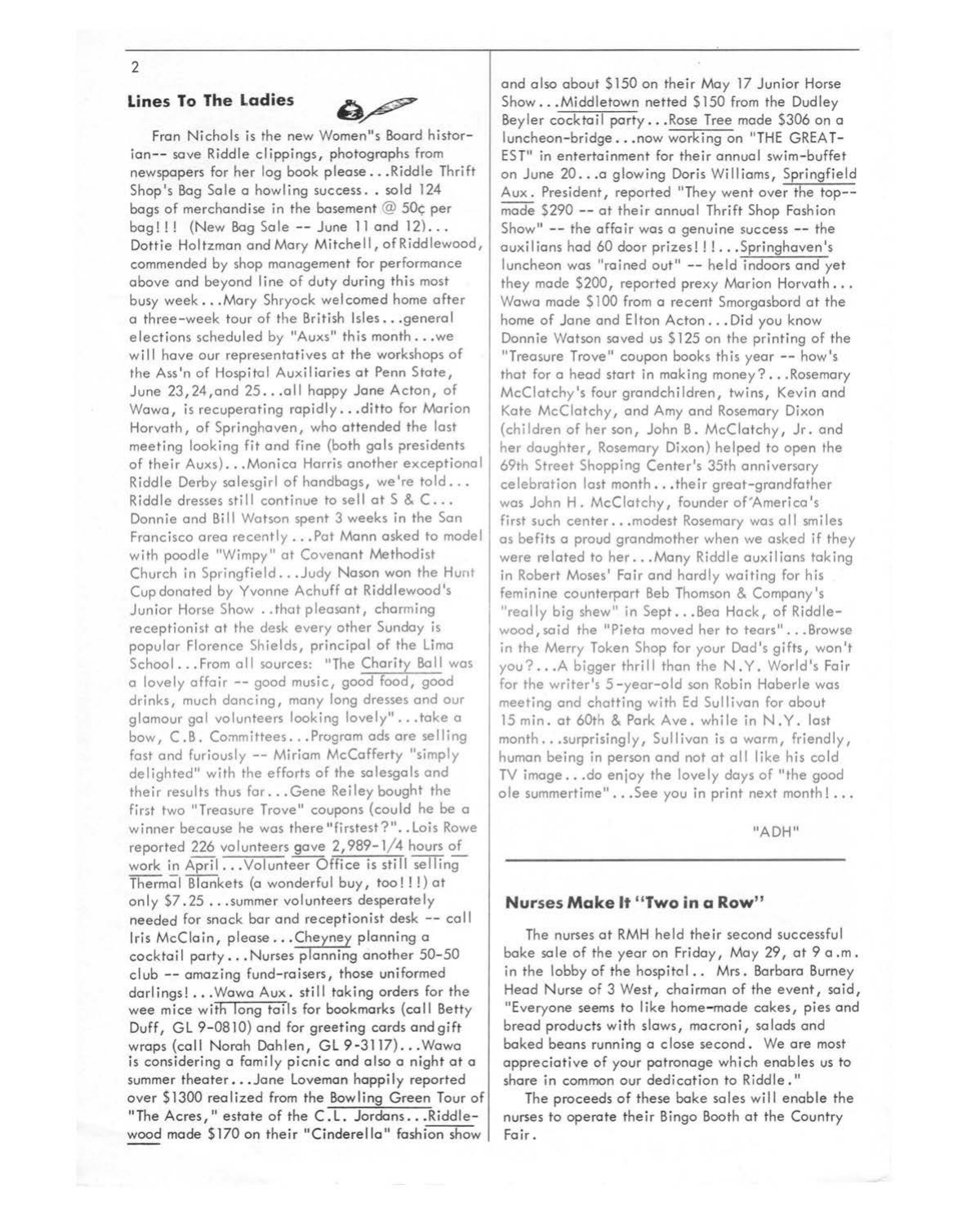## Lines To The Ladies

Fran Nichols is the new Women"s Board historian-- save Riddle clippings, photographs from newspapers for her log book please...Riddle Thrift Shop's Bag Sale a howling success.. sold 124 bags of merchandise in the basement @ 50¢ per bag!!! (New Bag Sale -- June 11 and 12)... Dottie Holtzman and Mary Mitchell, of Riddlewood, commended by shop management for performance above and beyond line of duty during this most busy week...Mary Shryock welcomed home after a three-week tour of the British Isles...general elections scheduled by "Auxs" this month...we will have our representatives at the workshops of the Ass'n of Hospital Auxiliaries at Penn State, June 23,24,and 25...all happy Jane Acton, of Wawa, is recuperating rapidly...ditto for Marion Horvath, of Springhaven, who attended the last meeting looking fit and fine (both gals presidents of their Auxs)...Monica Harris another exceptional Riddle Derby salesgirl of handbags, we're told... Riddle dresses still continue to sell at S & C... Donnie and Bill Watson spent 3 weeks in the San Francisco area recently...Pat Mann asked to model with poodle "Wimpy" at Covenant Methodist Church in Springfield...Judy Nason won the Hunt Cup donated by Yvonne Achuff at Riddlewood's Junior Horse Show ..that pleasant, charming receptionist at the desk every other Sunday is popular Florence Shields, principal of the Lima School...From all sources: "The Charity Ball was a lovely affair -- good music, good food, good drinks, much dancing, many long dresses and our glamour gal volunteers looking lovely"...take a bow, C.B. Committees...Program ads are selling fast and furiously -- Miriam McCafferty "simply delighted" with the efforts of the salesgals and their results thus far...Gene Reiley bought the first two "Treasure Trove" coupons (could he be a winner because he was there "firstest?"..Lois Rowe reported 226 volunteers gave 2,989-1/4 hours of work in April...Volunteer Office is still selling Thermal Blankets (a wonderful buy, too!!!) at only $7.25 ...summer volunteers desperately needed for snack bar and receptionist desk -- call Iris McClain, please...Cheyney planning a cocktail party...Nurses planning another 50-50 club -- amazing fund-raisers, those uniformed darlings!...Wawa Aux. still taking orders for the wee mice with long tails for bookmarks (call Betty Duff, GL 9-0810) and for greeting cards and gift wraps (call Norah Dahlen, GL 9-3117)...Wawa is considering a family picnic and also a night at a summer theater...Jane Loveman happily reported over $1300 realized from the Bowling Green Tour of "The Acres," estate of the C.L. Jordans...Riddlewood made $170 on their "Cinderella" fashion show and also about $150 on their May 17 Junior Horse Show...Middletown netted $150 from the Dudley Beyler cocktail party...Rose Tree made $306 on a luncheon-bridge...now working on "THE GREATEST" in entertainment for their annual swim-buffet on June 20...a glowing Doris Williams, Springfield Aux. President, reported "They went over the top--made $290 -- at their annual Thrift Shop Fashion Show" -- the affair was a genuine success -- the auxilians had 60 door prizes!!!...Springhaven's luncheon was "rained out" -- held indoors and yet they made $200, reported prexy Marion Horvath... Wawa made $100 from a recent Smorgasbord at the home of Jane and Elton Acton...Did you know Donnie Watson saved us $125 on the printing of the "Treasure Trove" coupon books this year -- how's that for a head start in making money?...Rosemary McClatchy's four grandchildren, twins, Kevin and Kate McClatchy, and Amy and Rosemary Dixon (children of her son, John B. McClatchy, Jr. and her daughter, Rosemary Dixon) helped to open the 69th Street Shopping Center's 35th anniversary celebration last month...their great-grandfather was John H. McClatchy, founder of America's first such center...modest Rosemary was all smiles as befits a proud grandmother when we asked if they were related to her...Many Riddle auxilians taking in Robert Moses' Fair and hardly waiting for his feminine counterpart Beb Thomson & Company's "really big shew" in Sept...Bea Hack, of Riddlewood, said the "Pieta moved her to tears"...Browse in the Merry Token Shop for your Dad's gifts, won't you?...A bigger thrill than the N.Y. World's Fair for the writer's 5-year-old son Robin Haberle was meeting and chatting with Ed Sullivan for about 15 min. at 60th & Park Ave. while in N.Y. last month...surprisingly, Sullivan is a warm, friendly, human being in person and not at all like his cold TV image...do enjoy the lovely days of "the good ole summertime"...See you in print next month!...

"ADH"

## Nurses Make It "Two in a Row"

The nurses at RMH held their second successful bake sale of the year on Friday, May 29, at 9 a.m. in the lobby of the hospital.. Mrs. Barbara Burney Head Nurse of 3 West, chairman of the event, said, "Everyone seems to like home-made cakes, pies and bread products with slaws, macroni, salads and baked beans running a close second. We are most appreciative of your patronage which enables us to share in common our dedication to Riddle."

The proceeds of these bake sales will enable the nurses to operate their Bingo Booth at the Country Fair.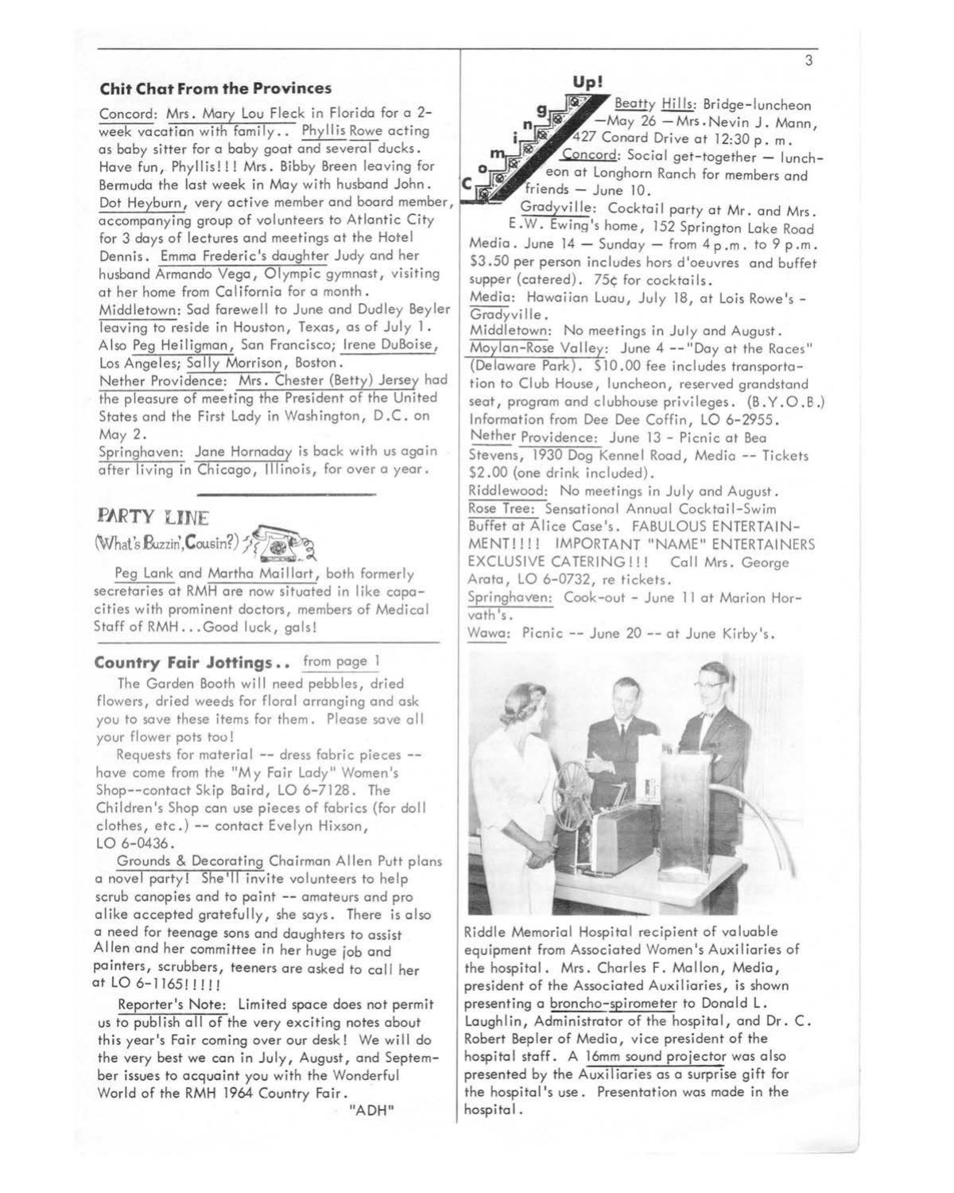## Chit Chat From the Provinces

Concord: Mrs. Mary Lou Fleck in Florida for a 2-week vacation with family.. Phyllis Rowe acting as baby sitter for a baby goat and several ducks. Have fun, Phyllis!!! Mrs. Bibby Breen leaving for Bermuda the last week in May with husband John. Dot Heyburn, very active member and board member, accompanying group of volunteers to Atlantic City for 3 days of lectures and meetings at the Hotel Dennis. Emma Frederic's daughter Judy and her husband Armando Vega, Olympic gymnast, visiting at her home from California for a month.

Middletown: Sad farewell to June and Dudley Beyler leaving to reside in Houston, Texas, as of July 1. Also Peg Heiligman, San Francisco; Irene DuBoise, Los Angeles; Sally Morrison, Boston.

Nether Providence: Mrs. Chester (Betty) Jersey had the pleasure of meeting the President of the United States and the First Lady in Washington, D.C. on May 2.

Springhaven: Jane Hornaday is back with us again after living in Chicago, Illinois, for over a year.

## PARTY LINE

(What's Buzzin', Cousin?)

Peg Lank and Martha Maillart, both formerly secretaries at RMH are now situated in like capacities with prominent doctors, members of Medical Staff of RMH...Good luck, gals!

## Country Fair Jottings.. from page 1

The Garden Booth will need pebbles, dried flowers, dried weeds for floral arranging and ask you to save these items for them. Please save all your flower pots too!

Requests for material -- dress fabric pieces -- have come from the "My Fair Lady" Women's Shop--contact Skip Baird, LO 6-7128. The Children's Shop can use pieces of fabrics (for doll clothes, etc.) -- contact Evelyn Hixson, LO 6-0436.

Grounds & Decorating Chairman Allen Putt plans a novel party! She'll invite volunteers to help scrub canopies and to paint -- amateurs and pro alike accepted gratefully, she says. There is also a need for teenage sons and daughters to assist Allen and her committee in her huge job and painters, scrubbers, teeners are asked to call her at LO 6-1165!!!!!

Reporter's Note: Limited space does not permit us to publish all of the very exciting notes about this year's Fair coming over our desk! We will do the very best we can in July, August, and September issues to acquaint you with the Wonderful World of the RMH 1964 Country Fair.

"ADH"

## Coming Up!

Beatty Hills: Bridge-luncheon —May 26 —Mrs. Nevin J. Mann, 427 Conard Drive at 12:30 p.m.

Concord: Social get-together — luncheon at Longhorn Ranch for members and friends — June 10.

Gradyville: Cocktail party at Mr. and Mrs. E.W. Ewing's home, 152 Springton Lake Road Media. June 14 — Sunday — from 4 p.m. to 9 p.m. $3.50 per person includes hors d'oeuvres and buffet supper (catered). 75¢ for cocktails.

Media: Hawaiian Luau, July 18, at Lois Rowe's - Gradyville.

Middletown: No meetings in July and August.

Moylan-Rose Valley: June 4 -- "Day at the Races" (Delaware Park). $10.00 fee includes transportation to Club House, luncheon, reserved grandstand seat, program and clubhouse privileges. (B.Y.O.B.) Information from Dee Dee Coffin, LO 6-2955.

Nether Providence: June 13 - Picnic at Bea Stevens, 1930 Dog Kennel Road, Media -- Tickets $2.00 (one drink included).

Riddlewood: No meetings in July and August.

Rose Tree: Sensational Annual Cocktail-Swim Buffet at Alice Case's. FABULOUS ENTERTAINMENT!!!! IMPORTANT "NAME" ENTERTAINERS EXCLUSIVE CATERING!!! Call Mrs. George Arata, LO 6-0732, re tickets.

Springhaven: Cook-out - June 11 at Marion Horvath's.

Wawa: Picnic -- June 20 -- at June Kirby's.

Riddle Memorial Hospital recipient of valuable equipment from Associated Women's Auxiliaries of the hospital. Mrs. Charles F. Mallon, Media, president of the Associated Auxiliaries, is shown presenting a broncho-spirometer to Donald L. Laughlin, Administrator of the hospital, and Dr. C. Robert Bepler of Media, vice president of the hospital staff. A 16mm sound projector was also presented by the Auxiliaries as a surprise gift for the hospital's use. Presentation was made in the hospital.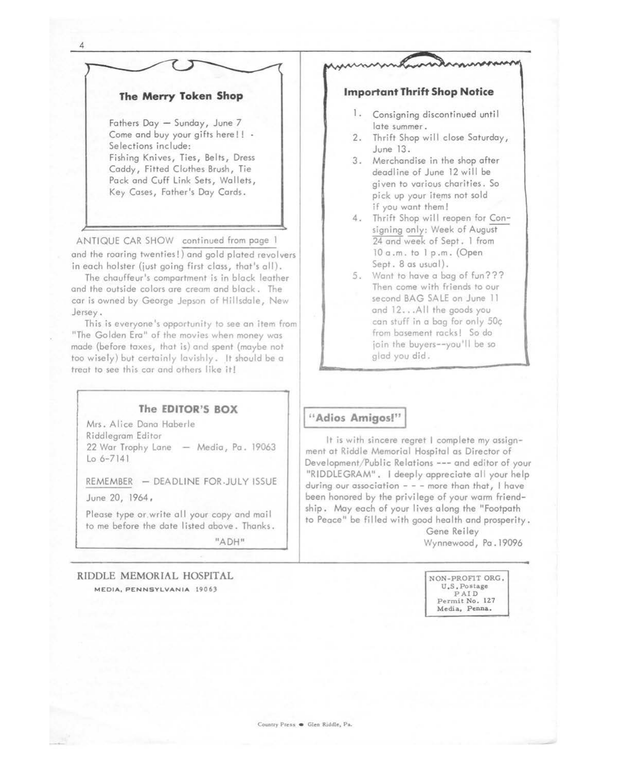## The Merry Token Shop

Fathers Day — Sunday, June 7
Come and buy your gifts here!! ·
Selections include:
Fishing Knives, Ties, Belts, Dress Caddy, Fitted Clothes Brush, Tie Pack and Cuff Link Sets, Wallets, Key Cases, Father's Day Cards.

ANTIQUE CAR SHOW continued from page 1

and the roaring twenties!) and gold plated revolvers in each holster (just going first class, that's all).

The chauffeur's compartment is in black leather and the outside colors are cream and black. The car is owned by George Jepson of Hillsdale, New Jersey.

This is everyone's opportunity to see an item from "The Golden Era" of the movies when money was made (before taxes, that is) and spent (maybe not too wisely) but certainly lavishly. It should be a treat to see this car and others like it!

## The EDITOR'S BOX

Mrs. Alice Dana Haberle
Riddlegram Editor
22 War Trophy Lane — Media, Pa. 19063
Lo 6-7141

REMEMBER — DEADLINE FOR JULY ISSUE
June 20, 1964.

Please type or write all your copy and mail to me before the date listed above. Thanks.

"ADH"

## Important Thrift Shop Notice

1. Consigning discontinued until late summer.
2. Thrift Shop will close Saturday, June 13.
3. Merchandise in the shop after deadline of June 12 will be given to various charities. So pick up your items not sold if you want them!
4. Thrift Shop will reopen for Consigning only: Week of August 24 and week of Sept. 1 from 10 a.m. to 1 p.m. (Open Sept. 8 as usual).
5. Want to have a bag of fun??? Then come with friends to our second BAG SALE on June 11 and 12...All the goods you can stuff in a bag for only 50¢ from basement racks! So do join the buyers--you'll be so glad you did.

## "Adios Amigos!"

It is with sincere regret I complete my assignment at Riddle Memorial Hospital as Director of Development/Public Relations --- and editor of your "RIDDLEGRAM". I deeply appreciate all your help during our association - - - more than that, I have been honored by the privilege of your warm friendship. May each of your lives along the "Footpath to Peace" be filled with good health and prosperity.

Gene Reiley
Wynnewood, Pa. 19096

RIDDLE MEMORIAL HOSPITAL
MEDIA, PENNSYLVANIA 19063

NON-PROFIT ORG.
U.S. Postage
PAID
Permit No. 127
Media, Penna.

Country Press • Glen Riddle, Pa.